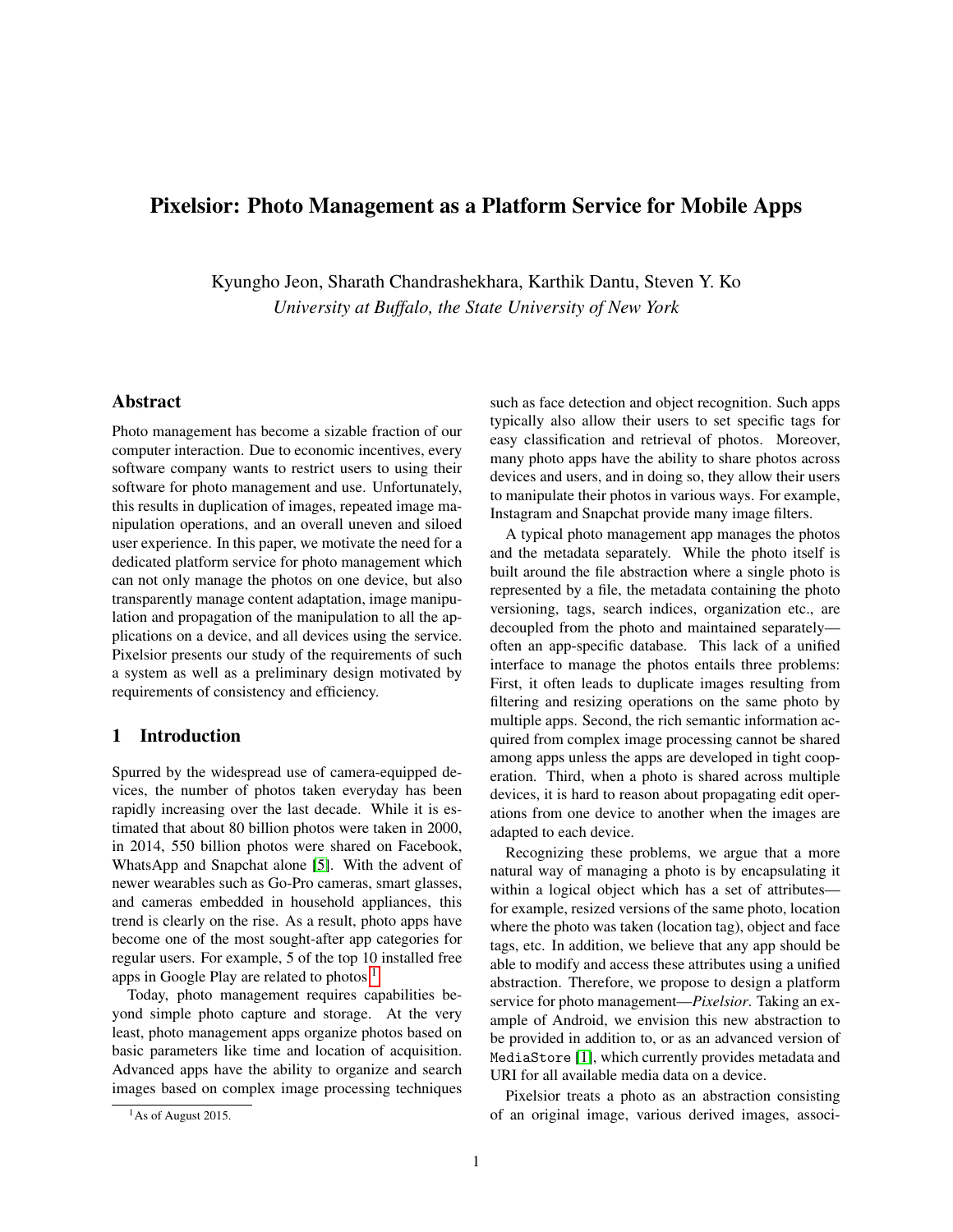# Pixelsior: Photo Management as a Platform Service for Mobile Apps

Kyungho Jeon, Sharath Chandrashekhara, Karthik Dantu, Steven Y. Ko

*University at Buffalo, the State University of New York*

## Abstract

Photo management has become a sizable fraction of our computer interaction. Due to economic incentives, every software company wants to restrict users to using their software for photo management and use. Unfortunately, this results in duplication of images, repeated image manipulation operations, and an overall uneven and siloed user experience. In this paper, we motivate the need for a dedicated platform service for photo management which can not only manage the photos on one device, but also transparently manage content adaptation, image manipulation and propagation of the manipulation to all the applications on a device, and all devices using the service. Pixelsior presents our study of the requirements of such a system as well as a preliminary design motivated by requirements of consistency and efficiency.

## 1 Introduction

Spurred by the widespread use of camera-equipped devices, the number of photos taken everyday has been rapidly increasing over the last decade. While it is estimated that about 80 billion photos were taken in 2000, in 2014, 550 billion photos were shared on Facebook, WhatsApp and Snapchat alone [5]. With the advent of newer wearables such as Go-Pro cameras, smart glasses, and cameras embedded in household appliances, this trend is clearly on the rise. As a result, photo apps have become one of the most sought-after app categories for regular users. For example, 5 of the top 10 installed free apps in Google Play are related to photos.[1]

Today, photo management requires capabilities beyond simple photo capture and storage. At the very least, photo management apps organize photos based on basic parameters like time and location of acquisition. Advanced apps have the ability to organize and search images based on complex image processing techniques such as face detection and object recognition. Such apps typically also allow their users to set specific tags for easy classification and retrieval of photos. Moreover, many photo apps have the ability to share photos across devices and users, and in doing so, they allow their users to manipulate their photos in various ways. For example, Instagram and Snapchat provide many image filters.

A typical photo management app manages the photos and the metadata separately. While the photo itself is built around the file abstraction where a single photo is represented by a file, the metadata containing the photo versioning, tags, search indices, organization etc., are decoupled from the photo and maintained separately—often an app-specific database. This lack of a unified interface to manage the photos entails three problems: First, it often leads to duplicate images resulting from filtering and resizing operations on the same photo by multiple apps. Second, the rich semantic information acquired from complex image processing cannot be shared among apps unless the apps are developed in tight cooperation. Third, when a photo is shared across multiple devices, it is hard to reason about propagating edit operations from one device to another when the images are adapted to each device.

Recognizing these problems, we argue that a more natural way of managing a photo is by encapsulating it within a logical object which has a set of attributes—for example, resized versions of the same photo, location where the photo was taken (location tag), object and face tags, etc. In addition, we believe that any app should be able to modify and access these attributes using a unified abstraction. Therefore, we propose to design a platform service for photo management—*Pixelsior*. Taking an example of Android, we envision this new abstraction to be provided in addition to, or as an advanced version of `MediaStore` [1], which currently provides metadata and URI for all available media data on a device.

Pixelsior treats a photo as an abstraction consisting of an original image, various derived images, associ-

[1] As of August 2015.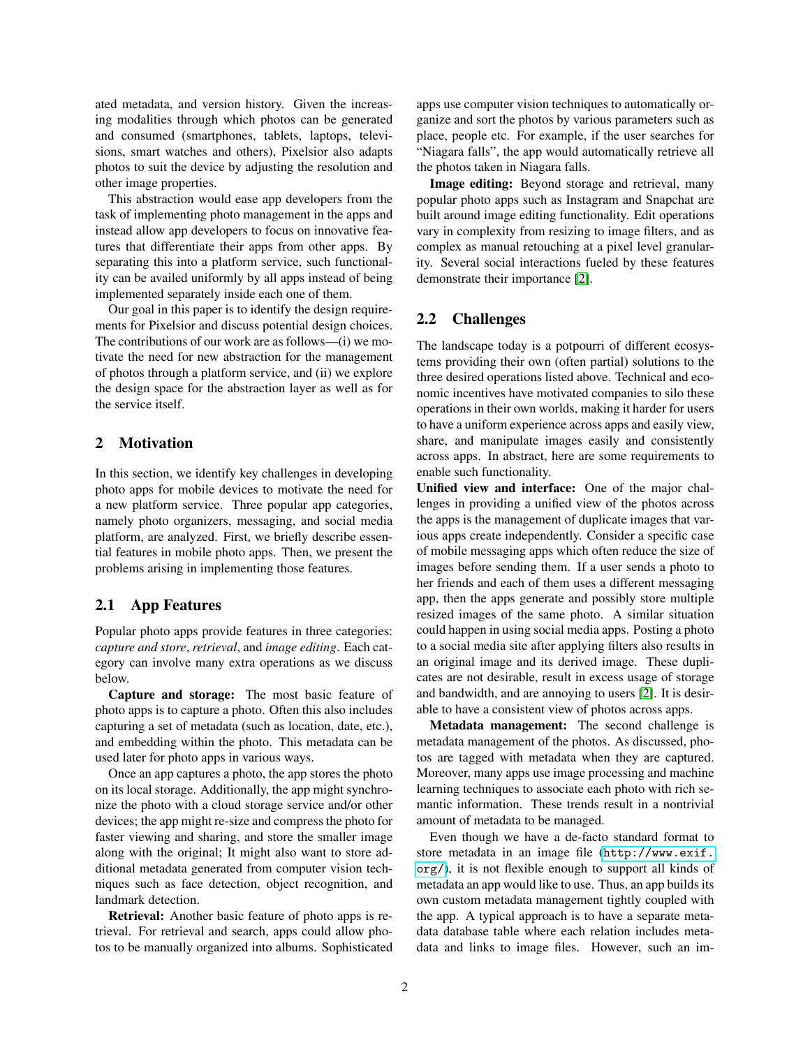ated metadata, and version history. Given the increasing modalities through which photos can be generated and consumed (smartphones, tablets, laptops, televisions, smart watches and others), Pixelsior also adapts photos to suit the device by adjusting the resolution and other image properties.

This abstraction would ease app developers from the task of implementing photo management in the apps and instead allow app developers to focus on innovative features that differentiate their apps from other apps. By separating this into a platform service, such functionality can be availed uniformly by all apps instead of being implemented separately inside each one of them.

Our goal in this paper is to identify the design requirements for Pixelsior and discuss potential design choices. The contributions of our work are as follows—(i) we motivate the need for new abstraction for the management of photos through a platform service, and (ii) we explore the design space for the abstraction layer as well as for the service itself.

## 2 Motivation

In this section, we identify key challenges in developing photo apps for mobile devices to motivate the need for a new platform service. Three popular app categories, namely photo organizers, messaging, and social media platform, are analyzed. First, we briefly describe essential features in mobile photo apps. Then, we present the problems arising in implementing those features.

### 2.1 App Features

Popular photo apps provide features in three categories: *capture and store*, *retrieval*, and *image editing*. Each category can involve many extra operations as we discuss below.

**Capture and storage:** The most basic feature of photo apps is to capture a photo. Often this also includes capturing a set of metadata (such as location, date, etc.), and embedding within the photo. This metadata can be used later for photo apps in various ways.

Once an app captures a photo, the app stores the photo on its local storage. Additionally, the app might synchronize the photo with a cloud storage service and/or other devices; the app might re-size and compress the photo for faster viewing and sharing, and store the smaller image along with the original; It might also want to store additional metadata generated from computer vision techniques such as face detection, object recognition, and landmark detection.

**Retrieval:** Another basic feature of photo apps is retrieval. For retrieval and search, apps could allow photos to be manually organized into albums. Sophisticated apps use computer vision techniques to automatically organize and sort the photos by various parameters such as place, people etc. For example, if the user searches for "Niagara falls", the app would automatically retrieve all the photos taken in Niagara falls.

**Image editing:** Beyond storage and retrieval, many popular photo apps such as Instagram and Snapchat are built around image editing functionality. Edit operations vary in complexity from resizing to image filters, and as complex as manual retouching at a pixel level granularity. Several social interactions fueled by these features demonstrate their importance [2].

### 2.2 Challenges

The landscape today is a potpourri of different ecosystems providing their own (often partial) solutions to the three desired operations listed above. Technical and economic incentives have motivated companies to silo these operations in their own worlds, making it harder for users to have a uniform experience across apps and easily view, share, and manipulate images easily and consistently across apps. In abstract, here are some requirements to enable such functionality.

**Unified view and interface:** One of the major challenges in providing a unified view of the photos across the apps is the management of duplicate images that various apps create independently. Consider a specific case of mobile messaging apps which often reduce the size of images before sending them. If a user sends a photo to her friends and each of them uses a different messaging app, then the apps generate and possibly store multiple resized images of the same photo. A similar situation could happen in using social media apps. Posting a photo to a social media site after applying filters also results in an original image and its derived image. These duplicates are not desirable, result in excess usage of storage and bandwidth, and are annoying to users [2]. It is desirable to have a consistent view of photos across apps.

**Metadata management:** The second challenge is metadata management of the photos. As discussed, photos are tagged with metadata when they are captured. Moreover, many apps use image processing and machine learning techniques to associate each photo with rich semantic information. These trends result in a nontrivial amount of metadata to be managed.

Even though we have a de-facto standard format to store metadata in an image file (http://www.exif.org/), it is not flexible enough to support all kinds of metadata an app would like to use. Thus, an app builds its own custom metadata management tightly coupled with the app. A typical approach is to have a separate metadata database table where each relation includes metadata and links to image files. However, such an im-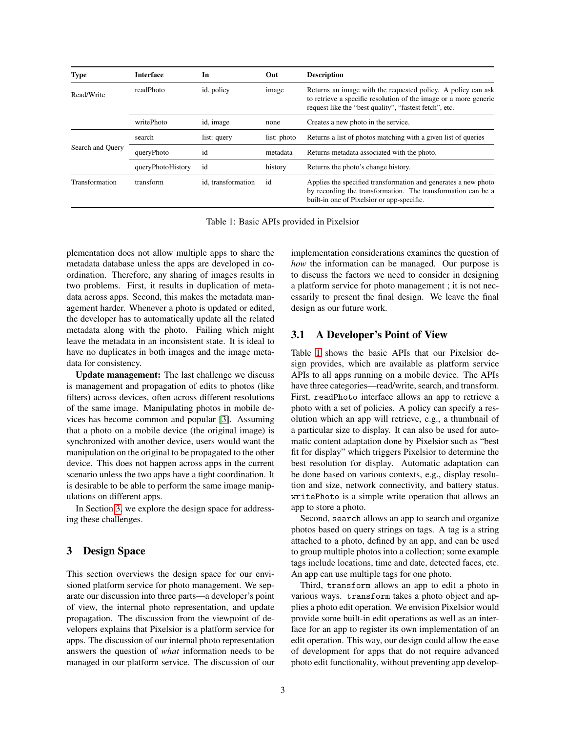| Type | Interface | In | Out | Description |
|---|---|---|---|---|
| Read/Write | readPhoto | id, policy | image | Returns an image with the requested policy. A policy can ask to retrieve a specific resolution of the image or a more generic request like the "best quality", "fastest fetch", etc. |
| | writePhoto | id, image | none | Creates a new photo in the service. |
| Search and Query | search | list: query | list: photo | Returns a list of photos matching with a given list of queries |
| | queryPhoto | id | metadata | Returns metadata associated with the photo. |
| | queryPhotoHistory | id | history | Returns the photo's change history. |
| Transformation | transform | id, transformation | id | Applies the specified transformation and generates a new photo by recording the transformation. The transformation can be a built-in one of Pixelsior or app-specific. |

Table 1: Basic APIs provided in Pixelsior

plementation does not allow multiple apps to share the metadata database unless the apps are developed in coordination. Therefore, any sharing of images results in two problems. First, it results in duplication of metadata across apps. Second, this makes the metadata management harder. Whenever a photo is updated or edited, the developer has to automatically update all the related metadata along with the photo. Failing which might leave the metadata in an inconsistent state. It is ideal to have no duplicates in both images and the image metadata for consistency.

**Update management:** The last challenge we discuss is management and propagation of edits to photos (like filters) across devices, often across different resolutions of the same image. Manipulating photos in mobile devices has become common and popular [3]. Assuming that a photo on a mobile device (the original image) is synchronized with another device, users would want the manipulation on the original to be propagated to the other device. This does not happen across apps in the current scenario unless the two apps have a tight coordination. It is desirable to be able to perform the same image manipulations on different apps.

In Section 3, we explore the design space for addressing these challenges.

## 3 Design Space

This section overviews the design space for our envisioned platform service for photo management. We separate our discussion into three parts—a developer's point of view, the internal photo representation, and update propagation. The discussion from the viewpoint of developers explains that Pixelsior is a platform service for apps. The discussion of our internal photo representation answers the question of *what* information needs to be managed in our platform service. The discussion of our implementation considerations examines the question of *how* the information can be managed. Our purpose is to discuss the factors we need to consider in designing a platform service for photo management ; it is not necessarily to present the final design. We leave the final design as our future work.

### 3.1 A Developer's Point of View

Table 1 shows the basic APIs that our Pixelsior design provides, which are available as platform service APIs to all apps running on a mobile device. The APIs have three categories—read/write, search, and transform. First, `readPhoto` interface allows an app to retrieve a photo with a set of policies. A policy can specify a resolution which an app will retrieve, e.g., a thumbnail of a particular size to display. It can also be used for automatic content adaptation done by Pixelsior such as "best fit for display" which triggers Pixelsior to determine the best resolution for display. Automatic adaptation can be done based on various contexts, e.g., display resolution and size, network connectivity, and battery status. `writePhoto` is a simple write operation that allows an app to store a photo.

Second, `search` allows an app to search and organize photos based on query strings on tags. A tag is a string attached to a photo, defined by an app, and can be used to group multiple photos into a collection; some example tags include locations, time and date, detected faces, etc. An app can use multiple tags for one photo.

Third, `transform` allows an app to edit a photo in various ways. `transform` takes a photo object and applies a photo edit operation. We envision Pixelsior would provide some built-in edit operations as well as an interface for an app to register its own implementation of an edit operation. This way, our design could allow the ease of development for apps that do not require advanced photo edit functionality, without preventing app develop-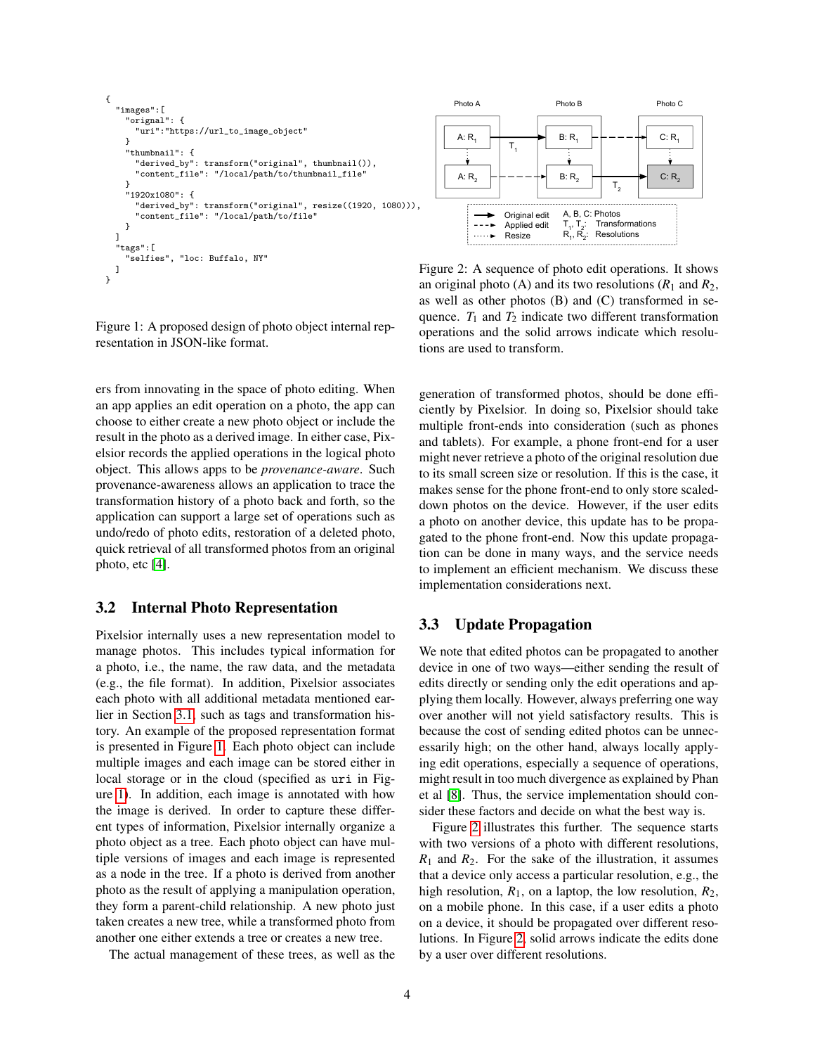```
{
  "images":[
    "orignal": {
      "uri":"https://url_to_image_object"
    }
    "thumbnail": {
      "derived_by": transform("original", thumbnail()),
      "content_file": "/local/path/to/thumbnail_file"
    }
    "1920x1080": {
      "derived_by": transform("original", resize((1920, 1080))),
      "content_file": "/local/path/to/file"
    }
  ]
  "tags":[
    "selfies", "loc: Buffalo, NY"
  ]
}
```

Figure 1: A proposed design of photo object internal representation in JSON-like format.

Figure 2: A sequence of photo edit operations. It shows an original photo (A) and its two resolutions ($R_1$ and $R_2$, as well as other photos (B) and (C) transformed in sequence. $T_1$ and $T_2$ indicate two different transformation operations and the solid arrows indicate which resolutions are used to transform.

ers from innovating in the space of photo editing. When an app applies an edit operation on a photo, the app can choose to either create a new photo object or include the result in the photo as a derived image. In either case, Pixelsior records the applied operations in the logical photo object. This allows apps to be *provenance-aware*. Such provenance-awareness allows an application to trace the transformation history of a photo back and forth, so the application can support a large set of operations such as undo/redo of photo edits, restoration of a deleted photo, quick retrieval of all transformed photos from an original photo, etc [4].

## 3.2 Internal Photo Representation

Pixelsior internally uses a new representation model to manage photos. This includes typical information for a photo, i.e., the name, the raw data, and the metadata (e.g., the file format). In addition, Pixelsior associates each photo with all additional metadata mentioned earlier in Section 3.1, such as tags and transformation history. An example of the proposed representation format is presented in Figure 1. Each photo object can include multiple images and each image can be stored either in local storage or in the cloud (specified as `uri` in Figure 1). In addition, each image is annotated with how the image is derived. In order to capture these different types of information, Pixelsior internally organize a photo object as a tree. Each photo object can have multiple versions of images and each image is represented as a node in the tree. If a photo is derived from another photo as the result of applying a manipulation operation, they form a parent-child relationship. A new photo just taken creates a new tree, while a transformed photo from another one either extends a tree or creates a new tree.

The actual management of these trees, as well as the generation of transformed photos, should be done efficiently by Pixelsior. In doing so, Pixelsior should take multiple front-ends into consideration (such as phones and tablets). For example, a phone front-end for a user might never retrieve a photo of the original resolution due to its small screen size or resolution. If this is the case, it makes sense for the phone front-end to only store scaled-down photos on the device. However, if the user edits a photo on another device, this update has to be propagated to the phone front-end. Now this update propagation can be done in many ways, and the service needs to implement an efficient mechanism. We discuss these implementation considerations next.

## 3.3 Update Propagation

We note that edited photos can be propagated to another device in one of two ways—either sending the result of edits directly or sending only the edit operations and applying them locally. However, always preferring one way over another will not yield satisfactory results. This is because the cost of sending edited photos can be unnecessarily high; on the other hand, always locally applying edit operations, especially a sequence of operations, might result in too much divergence as explained by Phan et al [8]. Thus, the service implementation should consider these factors and decide on what the best way is.

Figure 2 illustrates this further. The sequence starts with two versions of a photo with different resolutions, $R_1$ and $R_2$. For the sake of the illustration, it assumes that a device only access a particular resolution, e.g., the high resolution, $R_1$, on a laptop, the low resolution, $R_2$, on a mobile phone. In this case, if a user edits a photo on a device, it should be propagated over different resolutions. In Figure 2, solid arrows indicate the edits done by a user over different resolutions.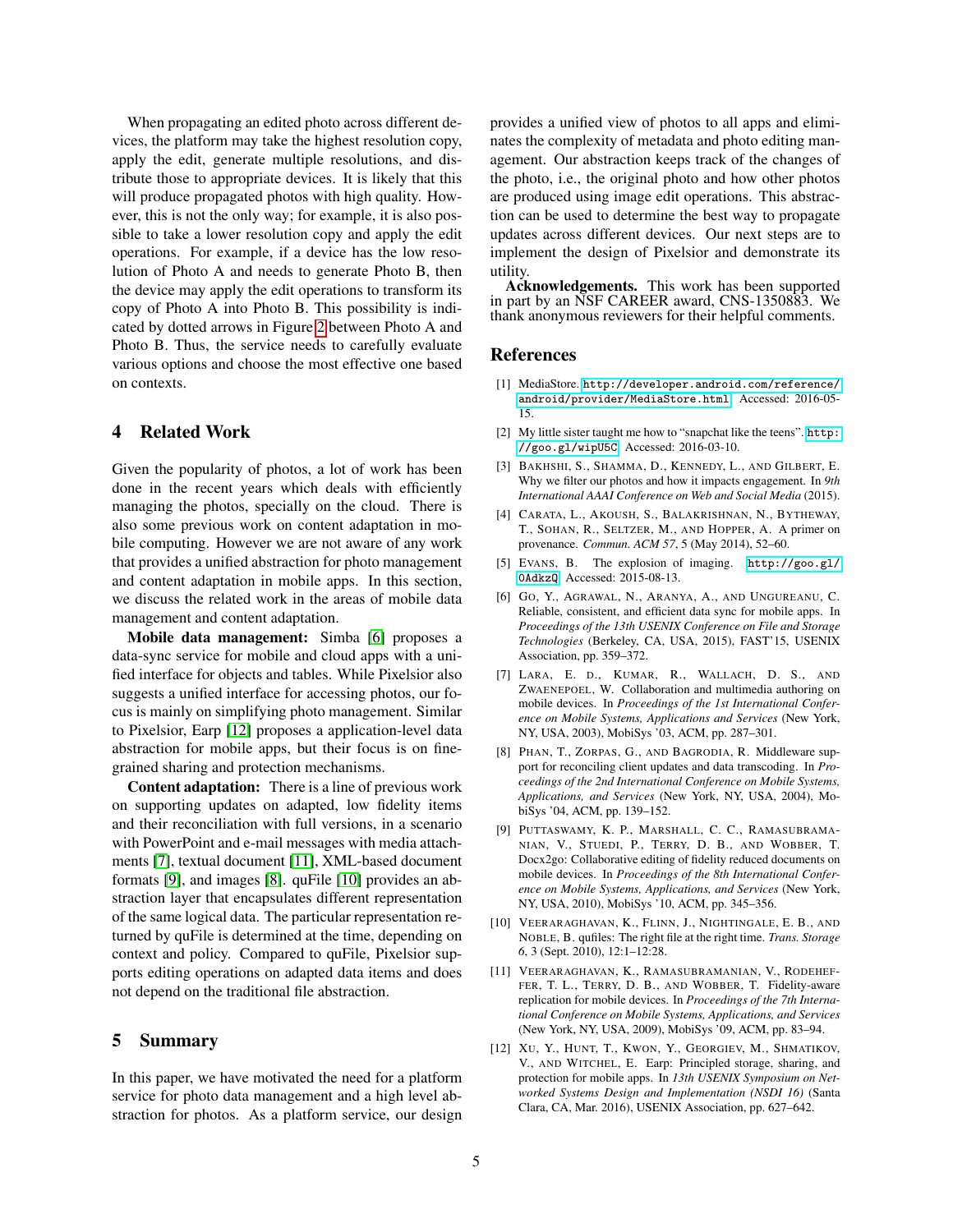When propagating an edited photo across different devices, the platform may take the highest resolution copy, apply the edit, generate multiple resolutions, and distribute those to appropriate devices. It is likely that this will produce propagated photos with high quality. However, this is not the only way; for example, it is also possible to take a lower resolution copy and apply the edit operations. For example, if a device has the low resolution of Photo A and needs to generate Photo B, then the device may apply the edit operations to transform its copy of Photo A into Photo B. This possibility is indicated by dotted arrows in Figure 2 between Photo A and Photo B. Thus, the service needs to carefully evaluate various options and choose the most effective one based on contexts.

## 4 Related Work

Given the popularity of photos, a lot of work has been done in the recent years which deals with efficiently managing the photos, specially on the cloud. There is also some previous work on content adaptation in mobile computing. However we are not aware of any work that provides a unified abstraction for photo management and content adaptation in mobile apps. In this section, we discuss the related work in the areas of mobile data management and content adaptation.

**Mobile data management:** Simba [6] proposes a data-sync service for mobile and cloud apps with a unified interface for objects and tables. While Pixelsior also suggests a unified interface for accessing photos, our focus is mainly on simplifying photo management. Similar to Pixelsior, Earp [12] proposes a application-level data abstraction for mobile apps, but their focus is on fine-grained sharing and protection mechanisms.

**Content adaptation:** There is a line of previous work on supporting updates on adapted, low fidelity items and their reconciliation with full versions, in a scenario with PowerPoint and e-mail messages with media attachments [7], textual document [11], XML-based document formats [9], and images [8]. quFile [10] provides an abstraction layer that encapsulates different representation of the same logical data. The particular representation returned by quFile is determined at the time, depending on context and policy. Compared to quFile, Pixelsior supports editing operations on adapted data items and does not depend on the traditional file abstraction.

## 5 Summary

In this paper, we have motivated the need for a platform service for photo data management and a high level abstraction for photos. As a platform service, our design provides a unified view of photos to all apps and eliminates the complexity of metadata and photo editing management. Our abstraction keeps track of the changes of the photo, i.e., the original photo and how other photos are produced using image edit operations. This abstraction can be used to determine the best way to propagate updates across different devices. Our next steps are to implement the design of Pixelsior and demonstrate its utility.

**Acknowledgements.** This work has been supported in part by an NSF CAREER award, CNS-1350883. We thank anonymous reviewers for their helpful comments.

## References

[1] MediaStore. http://developer.android.com/reference/android/provider/MediaStore.html. Accessed: 2016-05-15.

[2] My little sister taught me how to "snapchat like the teens". http://goo.gl/wipU5C. Accessed: 2016-03-10.

[3] BAKHSHI, S., SHAMMA, D., KENNEDY, L., AND GILBERT, E. Why we filter our photos and how it impacts engagement. In *9th International AAAI Conference on Web and Social Media* (2015).

[4] CARATA, L., AKOUSH, S., BALAKRISHNAN, N., BYTHEWAY, T., SOHAN, R., SELTZER, M., AND HOPPER, A. A primer on provenance. *Commun. ACM 57*, 5 (May 2014), 52–60.

[5] EVANS, B. The explosion of imaging. http://goo.gl/0AdkzQ. Accessed: 2015-08-13.

[6] GO, Y., AGRAWAL, N., ARANYA, A., AND UNGUREANU, C. Reliable, consistent, and efficient data sync for mobile apps. In *Proceedings of the 13th USENIX Conference on File and Storage Technologies* (Berkeley, CA, USA, 2015), FAST'15, USENIX Association, pp. 359–372.

[7] LARA, E. D., KUMAR, R., WALLACH, D. S., AND ZWAENEPOEL, W. Collaboration and multimedia authoring on mobile devices. In *Proceedings of the 1st International Conference on Mobile Systems, Applications and Services* (New York, NY, USA, 2003), MobiSys '03, ACM, pp. 287–301.

[8] PHAN, T., ZORPAS, G., AND BAGRODIA, R. Middleware support for reconciling client updates and data transcoding. In *Proceedings of the 2nd International Conference on Mobile Systems, Applications, and Services* (New York, NY, USA, 2004), MobiSys '04, ACM, pp. 139–152.

[9] PUTTASWAMY, K. P., MARSHALL, C. C., RAMASUBRAMANIAN, V., STUEDI, P., TERRY, D. B., AND WOBBER, T. Docx2go: Collaborative editing of fidelity reduced documents on mobile devices. In *Proceedings of the 8th International Conference on Mobile Systems, Applications, and Services* (New York, NY, USA, 2010), MobiSys '10, ACM, pp. 345–356.

[10] VEERARAGHAVAN, K., FLINN, J., NIGHTINGALE, E. B., AND NOBLE, B. qufiles: The right file at the right time. *Trans. Storage 6*, 3 (Sept. 2010), 12:1–12:28.

[11] VEERARAGHAVAN, K., RAMASUBRAMANIAN, V., RODEHEFFER, T. L., TERRY, D. B., AND WOBBER, T. Fidelity-aware replication for mobile devices. In *Proceedings of the 7th International Conference on Mobile Systems, Applications, and Services* (New York, NY, USA, 2009), MobiSys '09, ACM, pp. 83–94.

[12] XU, Y., HUNT, T., KWON, Y., GEORGIEV, M., SHMATIKOV, V., AND WITCHEL, E. Earp: Principled storage, sharing, and protection for mobile apps. In *13th USENIX Symposium on Networked Systems Design and Implementation (NSDI 16)* (Santa Clara, CA, Mar. 2016), USENIX Association, pp. 627–642.